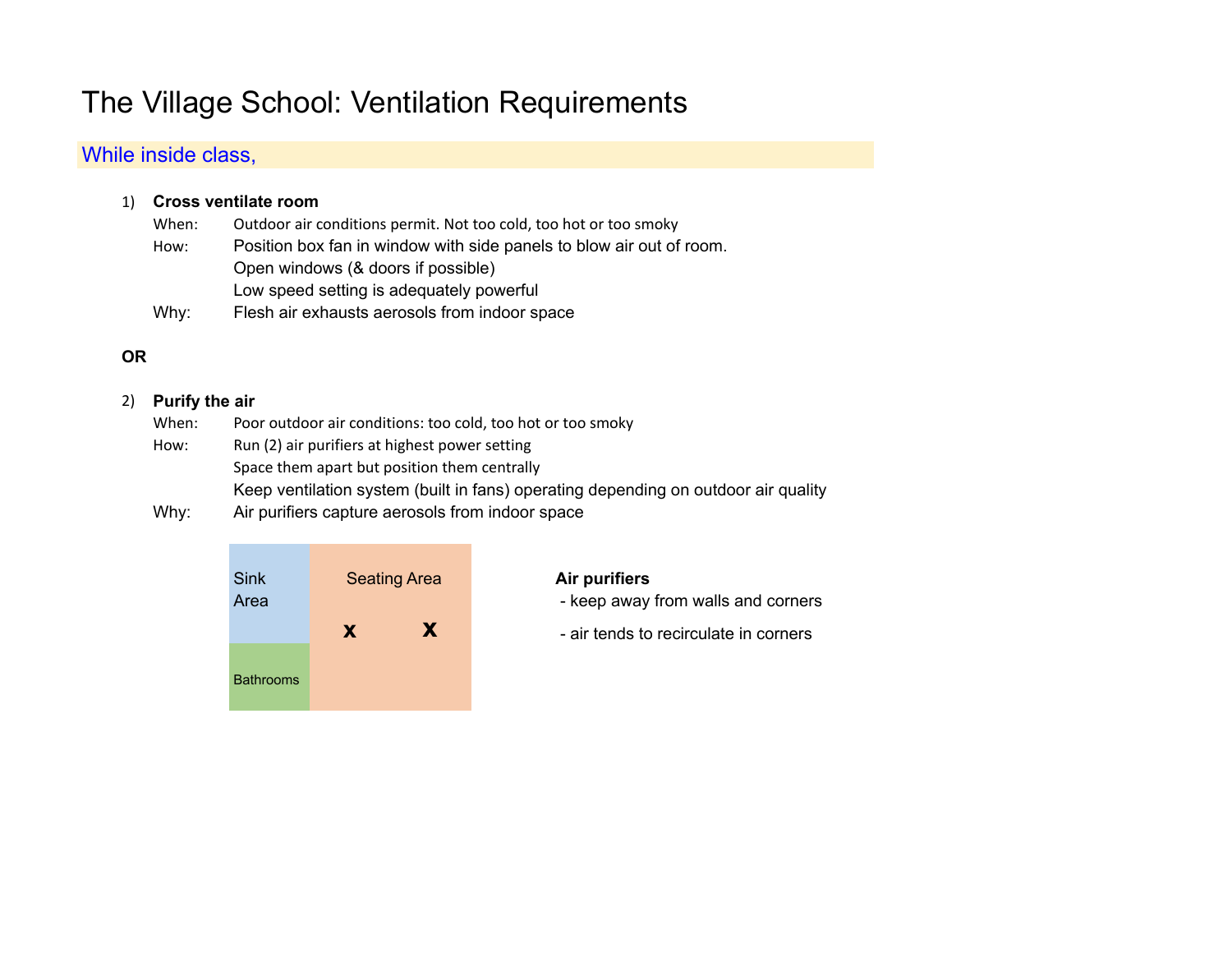# The Village School: Ventilation Requirements

## While inside class,

1) **Cross ventilate room**

   When: Outdoor air conditions permit. Not too cold, too hot or too smoky

   How: Position box fan in window with side panels to blow air out of room.
   Open windows (& doors if possible)
   Low speed setting is adequately powerful

   Why: Flesh air exhausts aerosols from indoor space

**OR**

2) **Purify the air**

   When: Poor outdoor air conditions: too cold, too hot or too smoky

   How: Run (2) air purifiers at highest power setting
   Space them apart but position them centrally
   Keep ventilation system (built in fans) operating depending on outdoor air quality

   Why: Air purifiers capture aerosols from indoor space

| Sink Area | Seating Area<br>x x |
|---|---|
| Bathrooms | |

**Air purifiers**
- keep away from walls and corners
- air tends to recirculate in corners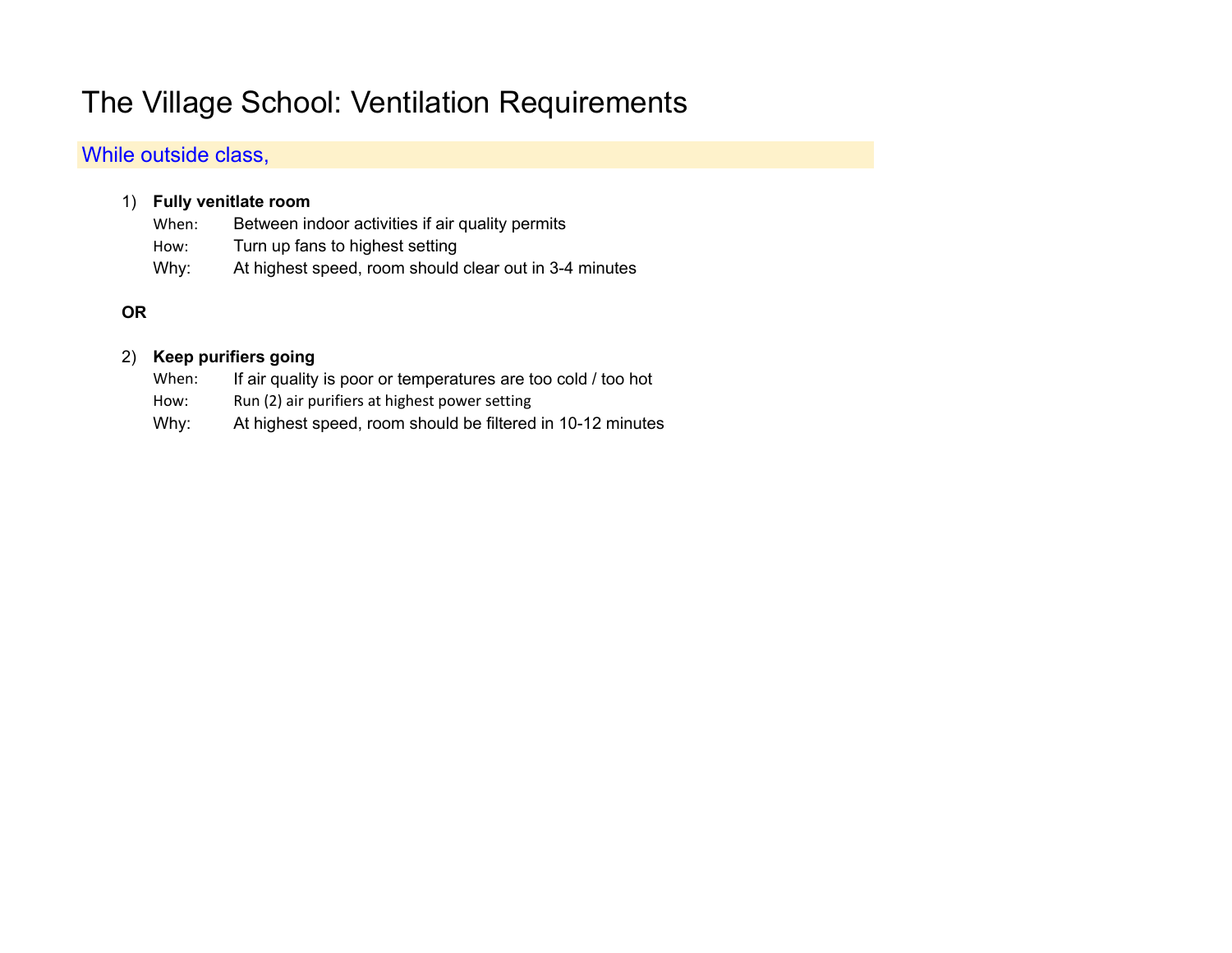# The Village School: Ventilation Requirements

## While outside class,

1) **Fully venitlate room**
   - When: Between indoor activities if air quality permits
   - How: Turn up fans to highest setting
   - Why: At highest speed, room should clear out in 3-4 minutes

**OR**

2) **Keep purifiers going**
   - When: If air quality is poor or temperatures are too cold / too hot
   - How: Run (2) air purifiers at highest power setting
   - Why: At highest speed, room should be filtered in 10-12 minutes